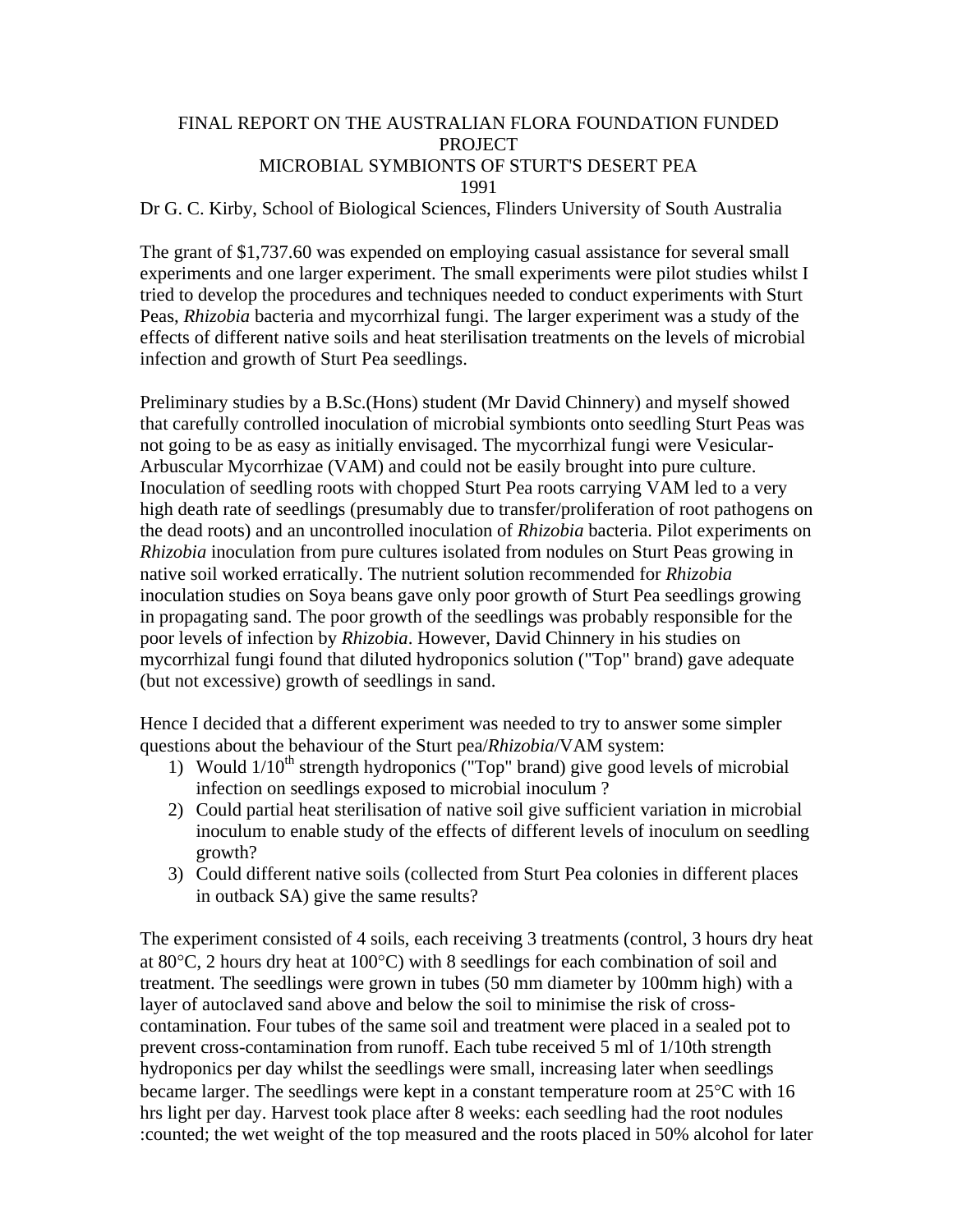# FINAL REPORT ON THE AUSTRALIAN FLORA FOUNDATION FUNDED PROJECT
## MICROBIAL SYMBIONTS OF STURT'S DESERT PEA
### 1991

Dr G. C. Kirby, School of Biological Sciences, Flinders University of South Australia

The grant of $1,737.60 was expended on employing casual assistance for several small experiments and one larger experiment. The small experiments were pilot studies whilst I tried to develop the procedures and techniques needed to conduct experiments with Sturt Peas, *Rhizobia* bacteria and mycorrhizal fungi. The larger experiment was a study of the effects of different native soils and heat sterilisation treatments on the levels of microbial infection and growth of Sturt Pea seedlings.

Preliminary studies by a B.Sc.(Hons) student (Mr David Chinnery) and myself showed that carefully controlled inoculation of microbial symbionts onto seedling Sturt Peas was not going to be as easy as initially envisaged. The mycorrhizal fungi were Vesicular-Arbuscular Mycorrhizae (VAM) and could not be easily brought into pure culture. Inoculation of seedling roots with chopped Sturt Pea roots carrying VAM led to a very high death rate of seedlings (presumably due to transfer/proliferation of root pathogens on the dead roots) and an uncontrolled inoculation of *Rhizobia* bacteria. Pilot experiments on *Rhizobia* inoculation from pure cultures isolated from nodules on Sturt Peas growing in native soil worked erratically. The nutrient solution recommended for *Rhizobia* inoculation studies on Soya beans gave only poor growth of Sturt Pea seedlings growing in propagating sand. The poor growth of the seedlings was probably responsible for the poor levels of infection by *Rhizobia*. However, David Chinnery in his studies on mycorrhizal fungi found that diluted hydroponics solution ("Top" brand) gave adequate (but not excessive) growth of seedlings in sand.

Hence I decided that a different experiment was needed to try to answer some simpler questions about the behaviour of the Sturt pea/*Rhizobia*/VAM system:

1) Would $1/10^{th}$ strength hydroponics ("Top" brand) give good levels of microbial infection on seedlings exposed to microbial inoculum ?
2) Could partial heat sterilisation of native soil give sufficient variation in microbial inoculum to enable study of the effects of different levels of inoculum on seedling growth?
3) Could different native soils (collected from Sturt Pea colonies in different places in outback SA) give the same results?

The experiment consisted of 4 soils, each receiving 3 treatments (control, 3 hours dry heat at 80°C, 2 hours dry heat at 100°C) with 8 seedlings for each combination of soil and treatment. The seedlings were grown in tubes (50 mm diameter by 100mm high) with a layer of autoclaved sand above and below the soil to minimise the risk of cross-contamination. Four tubes of the same soil and treatment were placed in a sealed pot to prevent cross-contamination from runoff. Each tube received 5 ml of 1/10th strength hydroponics per day whilst the seedlings were small, increasing later when seedlings became larger. The seedlings were kept in a constant temperature room at 25°C with 16 hrs light per day. Harvest took place after 8 weeks: each seedling had the root nodules :counted; the wet weight of the top measured and the roots placed in 50% alcohol for later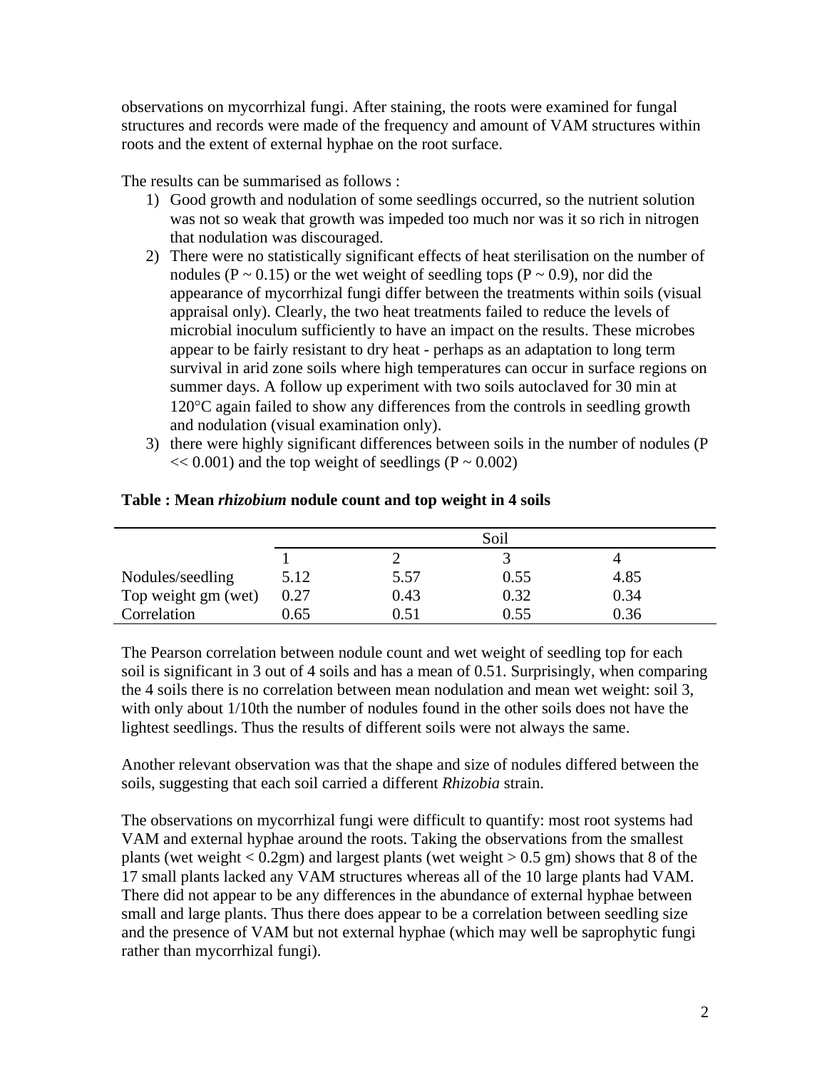observations on mycorrhizal fungi. After staining, the roots were examined for fungal structures and records were made of the frequency and amount of VAM structures within roots and the extent of external hyphae on the root surface.

The results can be summarised as follows :

1) Good growth and nodulation of some seedlings occurred, so the nutrient solution was not so weak that growth was impeded too much nor was it so rich in nitrogen that nodulation was discouraged.
2) There were no statistically significant effects of heat sterilisation on the number of nodules ($P \sim 0.15$) or the wet weight of seedling tops ($P \sim 0.9$), nor did the appearance of mycorrhizal fungi differ between the treatments within soils (visual appraisal only). Clearly, the two heat treatments failed to reduce the levels of microbial inoculum sufficiently to have an impact on the results. These microbes appear to be fairly resistant to dry heat - perhaps as an adaptation to long term survival in arid zone soils where high temperatures can occur in surface regions on summer days. A follow up experiment with two soils autoclaved for 30 min at 120°C again failed to show any differences from the controls in seedling growth and nodulation (visual examination only).
3) there were highly significant differences between soils in the number of nodules ($P << 0.001$) and the top weight of seedlings ($P \sim 0.002$)

**Table : Mean *rhizobium* nodule count and top weight in 4 soils**

| | Soil | | | |
|---|---|---|---|---|
| | 1 | 2 | 3 | 4 |
| Nodules/seedling | 5.12 | 5.57 | 0.55 | 4.85 |
| Top weight gm (wet) | 0.27 | 0.43 | 0.32 | 0.34 |
| Correlation | 0.65 | 0.51 | 0.55 | 0.36 |

The Pearson correlation between nodule count and wet weight of seedling top for each soil is significant in 3 out of 4 soils and has a mean of 0.51. Surprisingly, when comparing the 4 soils there is no correlation between mean nodulation and mean wet weight: soil 3, with only about 1/10th the number of nodules found in the other soils does not have the lightest seedlings. Thus the results of different soils were not always the same.

Another relevant observation was that the shape and size of nodules differed between the soils, suggesting that each soil carried a different *Rhizobia* strain.

The observations on mycorrhizal fungi were difficult to quantify: most root systems had VAM and external hyphae around the roots. Taking the observations from the smallest plants (wet weight < 0.2gm) and largest plants (wet weight > 0.5 gm) shows that 8 of the 17 small plants lacked any VAM structures whereas all of the 10 large plants had VAM. There did not appear to be any differences in the abundance of external hyphae between small and large plants. Thus there does appear to be a correlation between seedling size and the presence of VAM but not external hyphae (which may well be saprophytic fungi rather than mycorrhizal fungi).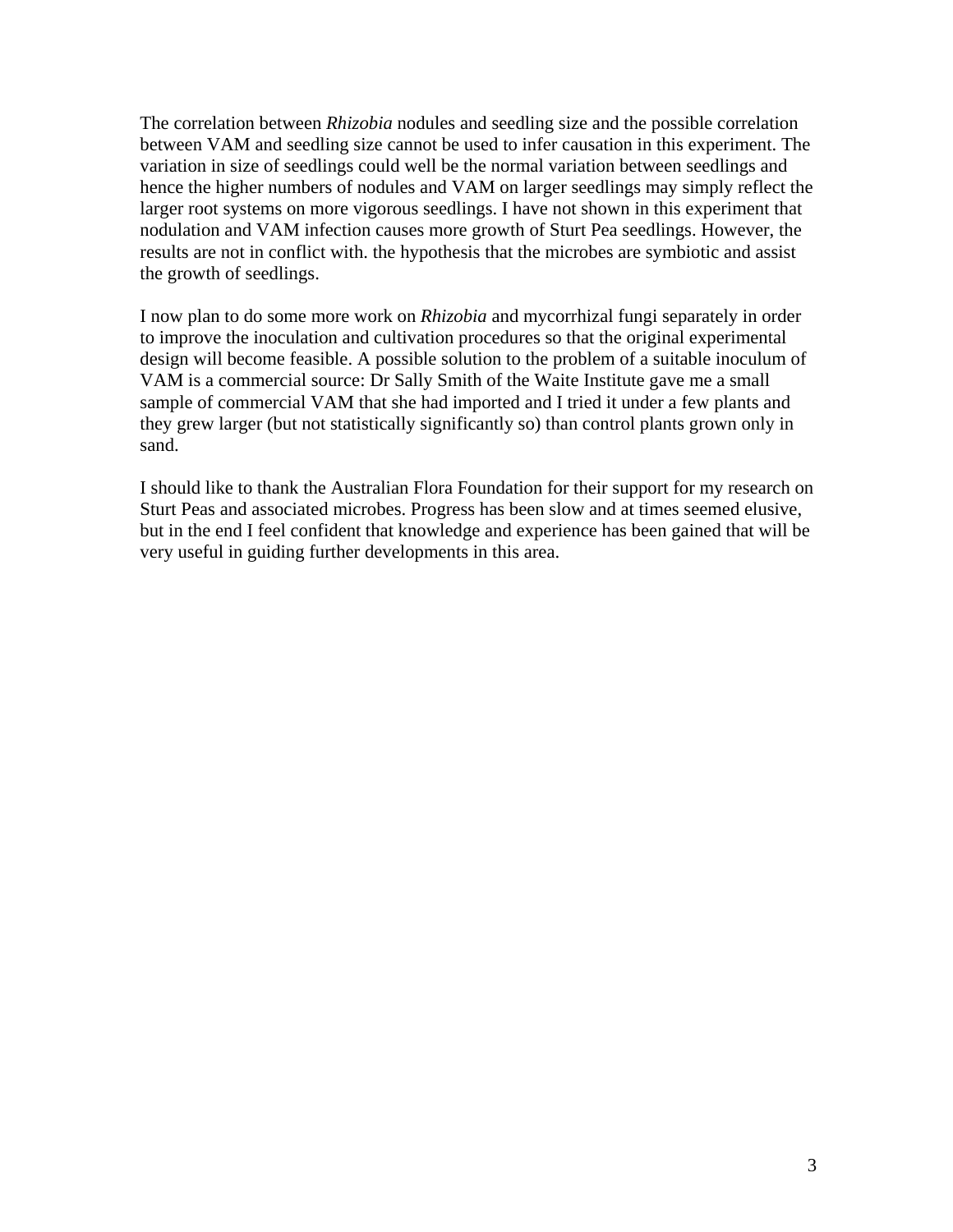The correlation between *Rhizobia* nodules and seedling size and the possible correlation between VAM and seedling size cannot be used to infer causation in this experiment. The variation in size of seedlings could well be the normal variation between seedlings and hence the higher numbers of nodules and VAM on larger seedlings may simply reflect the larger root systems on more vigorous seedlings. I have not shown in this experiment that nodulation and VAM infection causes more growth of Sturt Pea seedlings. However, the results are not in conflict with. the hypothesis that the microbes are symbiotic and assist the growth of seedlings.

I now plan to do some more work on *Rhizobia* and mycorrhizal fungi separately in order to improve the inoculation and cultivation procedures so that the original experimental design will become feasible. A possible solution to the problem of a suitable inoculum of VAM is a commercial source: Dr Sally Smith of the Waite Institute gave me a small sample of commercial VAM that she had imported and I tried it under a few plants and they grew larger (but not statistically significantly so) than control plants grown only in sand.

I should like to thank the Australian Flora Foundation for their support for my research on Sturt Peas and associated microbes. Progress has been slow and at times seemed elusive, but in the end I feel confident that knowledge and experience has been gained that will be very useful in guiding further developments in this area.